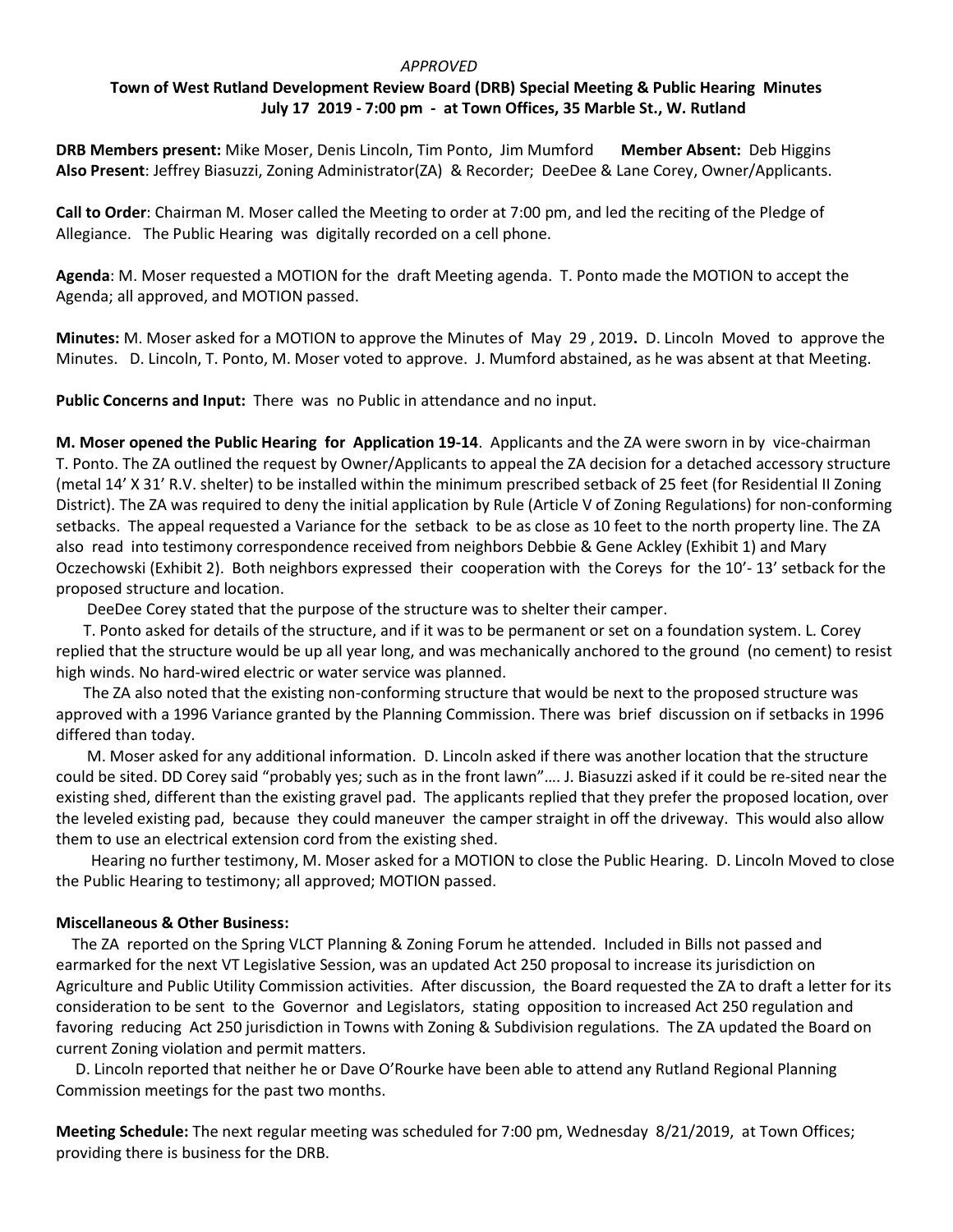*APPROVED*

## Town of West Rutland Development Review Board (DRB) Special Meeting & Public Hearing Minutes
### July 17 2019 - 7:00 pm - at Town Offices, 35 Marble St., W. Rutland

**DRB Members present:** Mike Moser, Denis Lincoln, Tim Ponto, Jim Mumford **Member Absent:** Deb Higgins
**Also Present**: Jeffrey Biasuzzi, Zoning Administrator(ZA) & Recorder; DeeDee & Lane Corey, Owner/Applicants.

**Call to Order**: Chairman M. Moser called the Meeting to order at 7:00 pm, and led the reciting of the Pledge of Allegiance. The Public Hearing was digitally recorded on a cell phone.

**Agenda**: M. Moser requested a MOTION for the draft Meeting agenda. T. Ponto made the MOTION to accept the Agenda; all approved, and MOTION passed.

**Minutes:** M. Moser asked for a MOTION to approve the Minutes of May 29 , 2019**.** D. Lincoln Moved to approve the Minutes. D. Lincoln, T. Ponto, M. Moser voted to approve. J. Mumford abstained, as he was absent at that Meeting.

**Public Concerns and Input:** There was no Public in attendance and no input.

**M. Moser opened the Public Hearing for Application 19-14**. Applicants and the ZA were sworn in by vice-chairman T. Ponto. The ZA outlined the request by Owner/Applicants to appeal the ZA decision for a detached accessory structure (metal 14' X 31' R.V. shelter) to be installed within the minimum prescribed setback of 25 feet (for Residential II Zoning District). The ZA was required to deny the initial application by Rule (Article V of Zoning Regulations) for non-conforming setbacks. The appeal requested a Variance for the setback to be as close as 10 feet to the north property line. The ZA also read into testimony correspondence received from neighbors Debbie & Gene Ackley (Exhibit 1) and Mary Oczechowski (Exhibit 2). Both neighbors expressed their cooperation with the Coreys for the 10'- 13' setback for the proposed structure and location.

DeeDee Corey stated that the purpose of the structure was to shelter their camper.

T. Ponto asked for details of the structure, and if it was to be permanent or set on a foundation system. L. Corey replied that the structure would be up all year long, and was mechanically anchored to the ground (no cement) to resist high winds. No hard-wired electric or water service was planned.

The ZA also noted that the existing non-conforming structure that would be next to the proposed structure was approved with a 1996 Variance granted by the Planning Commission. There was brief discussion on if setbacks in 1996 differed than today.

M. Moser asked for any additional information. D. Lincoln asked if there was another location that the structure could be sited. DD Corey said "probably yes; such as in the front lawn"…. J. Biasuzzi asked if it could be re-sited near the existing shed, different than the existing gravel pad. The applicants replied that they prefer the proposed location, over the leveled existing pad, because they could maneuver the camper straight in off the driveway. This would also allow them to use an electrical extension cord from the existing shed.

Hearing no further testimony, M. Moser asked for a MOTION to close the Public Hearing. D. Lincoln Moved to close the Public Hearing to testimony; all approved; MOTION passed.

**Miscellaneous & Other Business:**

The ZA reported on the Spring VLCT Planning & Zoning Forum he attended. Included in Bills not passed and earmarked for the next VT Legislative Session, was an updated Act 250 proposal to increase its jurisdiction on Agriculture and Public Utility Commission activities. After discussion, the Board requested the ZA to draft a letter for its consideration to be sent to the Governor and Legislators, stating opposition to increased Act 250 regulation and favoring reducing Act 250 jurisdiction in Towns with Zoning & Subdivision regulations. The ZA updated the Board on current Zoning violation and permit matters.

D. Lincoln reported that neither he or Dave O'Rourke have been able to attend any Rutland Regional Planning Commission meetings for the past two months.

**Meeting Schedule:** The next regular meeting was scheduled for 7:00 pm, Wednesday 8/21/2019, at Town Offices; providing there is business for the DRB.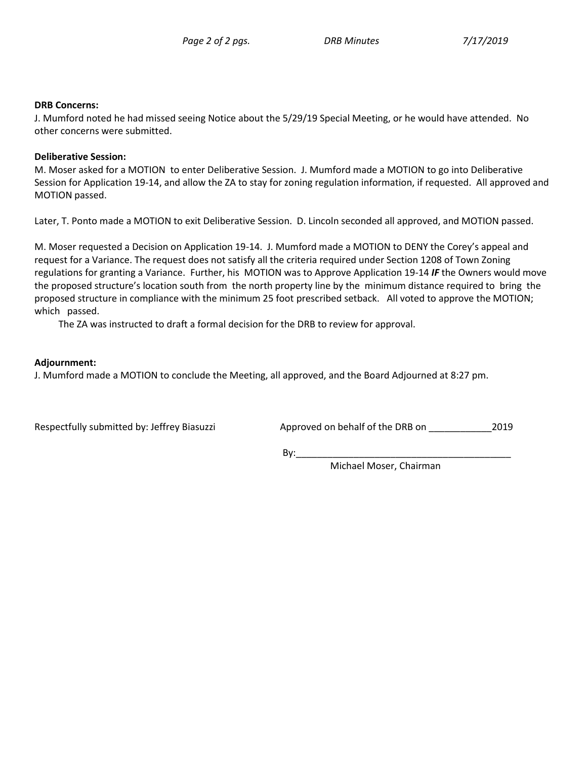**DRB Concerns:**
J. Mumford noted he had missed seeing Notice about the 5/29/19 Special Meeting, or he would have attended. No other concerns were submitted.

**Deliberative Session:**
M. Moser asked for a MOTION to enter Deliberative Session. J. Mumford made a MOTION to go into Deliberative Session for Application 19-14, and allow the ZA to stay for zoning regulation information, if requested. All approved and MOTION passed.

Later, T. Ponto made a MOTION to exit Deliberative Session. D. Lincoln seconded all approved, and MOTION passed.

M. Moser requested a Decision on Application 19-14. J. Mumford made a MOTION to DENY the Corey's appeal and request for a Variance. The request does not satisfy all the criteria required under Section 1208 of Town Zoning regulations for granting a Variance. Further, his MOTION was to Approve Application 19-14 ***IF*** the Owners would move the proposed structure's location south from the north property line by the minimum distance required to bring the proposed structure in compliance with the minimum 25 foot prescribed setback. All voted to approve the MOTION; which passed.

The ZA was instructed to draft a formal decision for the DRB to review for approval.

**Adjournment:**
J. Mumford made a MOTION to conclude the Meeting, all approved, and the Board Adjourned at 8:27 pm.

Respectfully submitted by: Jeffrey Biasuzzi

Approved on behalf of the DRB on ____________2019

By:___________________________________________

Michael Moser, Chairman